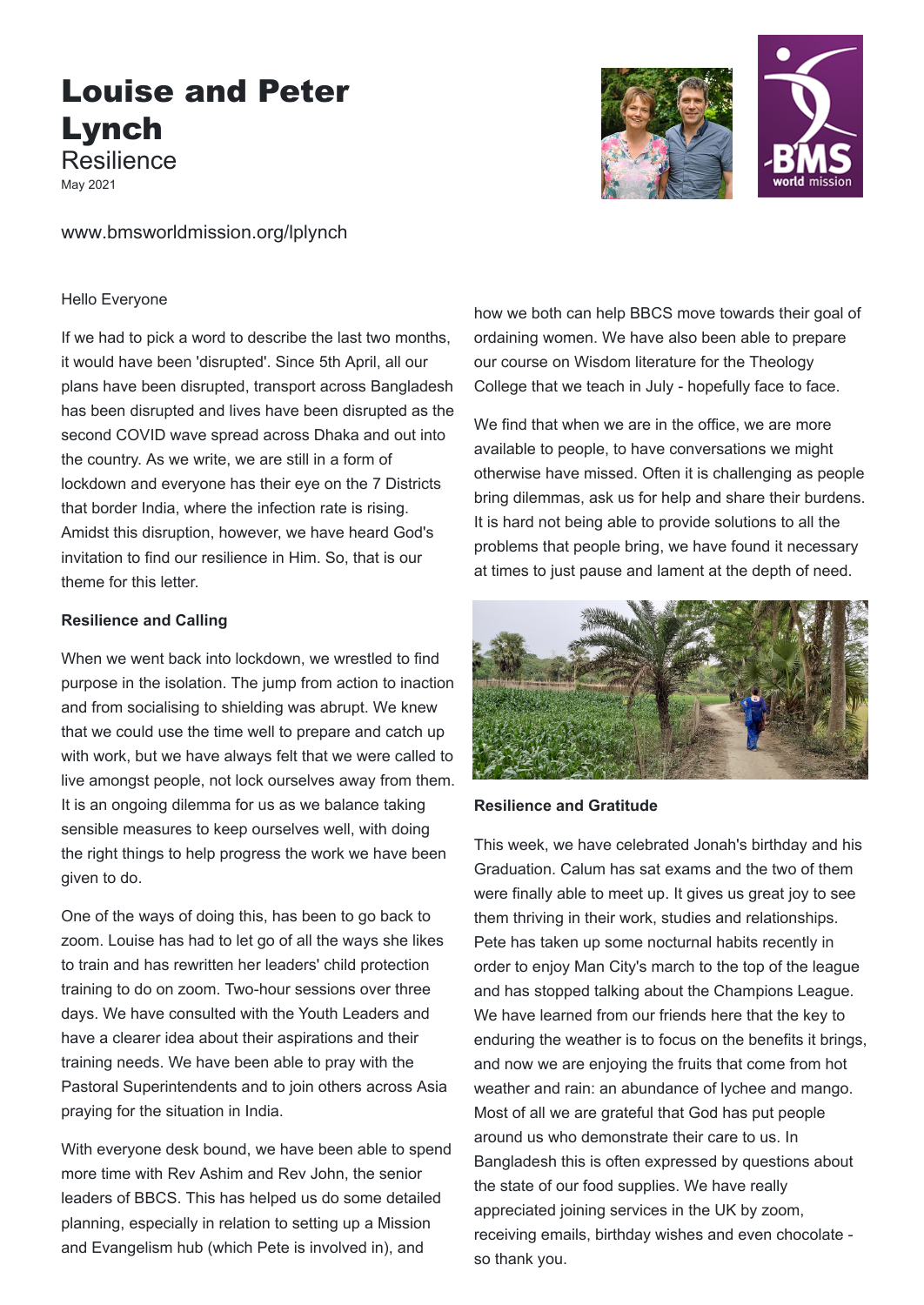# Louise and Peter Lynch

## Resilience

May 2021

www.bmsworldmission.org/lplynch

Hello Everyone

If we had to pick a word to describe the last two months, it would have been 'disrupted'. Since 5th April, all our plans have been disrupted, transport across Bangladesh has been disrupted and lives have been disrupted as the second COVID wave spread across Dhaka and out into the country. As we write, we are still in a form of lockdown and everyone has their eye on the 7 Districts that border India, where the infection rate is rising. Amidst this disruption, however, we have heard God's invitation to find our resilience in Him. So, that is our theme for this letter.

**Resilience and Calling**

When we went back into lockdown, we wrestled to find purpose in the isolation. The jump from action to inaction and from socialising to shielding was abrupt. We knew that we could use the time well to prepare and catch up with work, but we have always felt that we were called to live amongst people, not lock ourselves away from them. It is an ongoing dilemma for us as we balance taking sensible measures to keep ourselves well, with doing the right things to help progress the work we have been given to do.

One of the ways of doing this, has been to go back to zoom. Louise has had to let go of all the ways she likes to train and has rewritten her leaders' child protection training to do on zoom. Two-hour sessions over three days. We have consulted with the Youth Leaders and have a clearer idea about their aspirations and their training needs. We have been able to pray with the Pastoral Superintendents and to join others across Asia praying for the situation in India.

With everyone desk bound, we have been able to spend more time with Rev Ashim and Rev John, the senior leaders of BBCS. This has helped us do some detailed planning, especially in relation to setting up a Mission and Evangelism hub (which Pete is involved in), and how we both can help BBCS move towards their goal of ordaining women. We have also been able to prepare our course on Wisdom literature for the Theology College that we teach in July - hopefully face to face.

We find that when we are in the office, we are more available to people, to have conversations we might otherwise have missed. Often it is challenging as people bring dilemmas, ask us for help and share their burdens. It is hard not being able to provide solutions to all the problems that people bring, we have found it necessary at times to just pause and lament at the depth of need.

**Resilience and Gratitude**

This week, we have celebrated Jonah's birthday and his Graduation. Calum has sat exams and the two of them were finally able to meet up. It gives us great joy to see them thriving in their work, studies and relationships. Pete has taken up some nocturnal habits recently in order to enjoy Man City's march to the top of the league and has stopped talking about the Champions League. We have learned from our friends here that the key to enduring the weather is to focus on the benefits it brings, and now we are enjoying the fruits that come from hot weather and rain: an abundance of lychee and mango. Most of all we are grateful that God has put people around us who demonstrate their care to us. In Bangladesh this is often expressed by questions about the state of our food supplies. We have really appreciated joining services in the UK by zoom, receiving emails, birthday wishes and even chocolate - so thank you.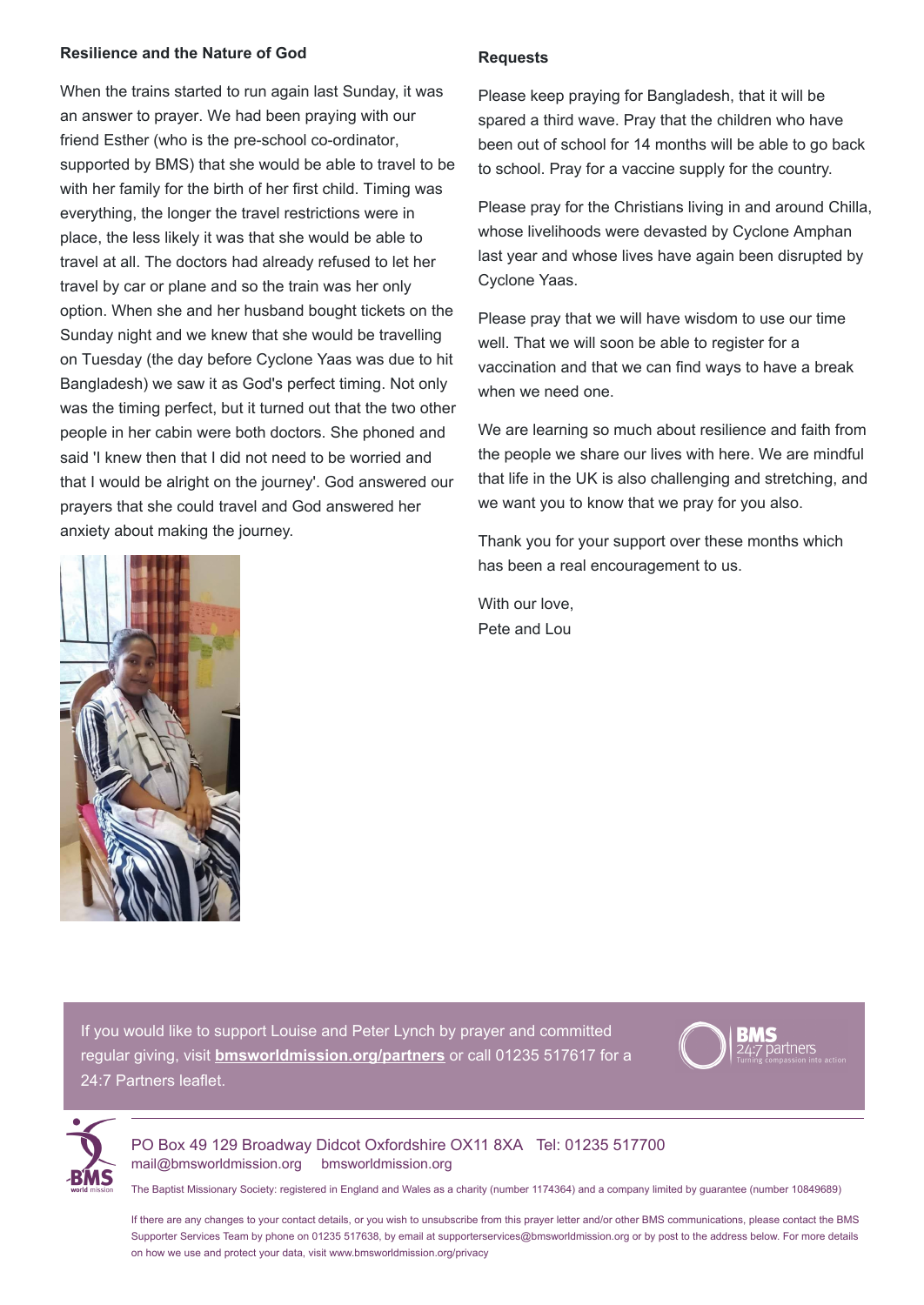### Resilience and the Nature of God

When the trains started to run again last Sunday, it was an answer to prayer. We had been praying with our friend Esther (who is the pre-school co-ordinator, supported by BMS) that she would be able to travel to be with her family for the birth of her first child. Timing was everything, the longer the travel restrictions were in place, the less likely it was that she would be able to travel at all. The doctors had already refused to let her travel by car or plane and so the train was her only option. When she and her husband bought tickets on the Sunday night and we knew that she would be travelling on Tuesday (the day before Cyclone Yaas was due to hit Bangladesh) we saw it as God's perfect timing. Not only was the timing perfect, but it turned out that the two other people in her cabin were both doctors. She phoned and said 'I knew then that I did not need to be worried and that I would be alright on the journey'. God answered our prayers that she could travel and God answered her anxiety about making the journey.

### Requests

Please keep praying for Bangladesh, that it will be spared a third wave. Pray that the children who have been out of school for 14 months will be able to go back to school. Pray for a vaccine supply for the country.

Please pray for the Christians living in and around Chilla, whose livelihoods were devasted by Cyclone Amphan last year and whose lives have again been disrupted by Cyclone Yaas.

Please pray that we will have wisdom to use our time well. That we will soon be able to register for a vaccination and that we can find ways to have a break when we need one.

We are learning so much about resilience and faith from the people we share our lives with here. We are mindful that life in the UK is also challenging and stretching, and we want you to know that we pray for you also.

Thank you for your support over these months which has been a real encouragement to us.

With our love,
Pete and Lou

If you would like to support Louise and Peter Lynch by prayer and committed regular giving, visit **bmsworldmission.org/partners** or call 01235 517617 for a 24:7 Partners leaflet.

BMS 24:7 partners
Turning compassion into action

PO Box 49 129 Broadway Didcot Oxfordshire OX11 8XA Tel: 01235 517700
mail@bmsworldmission.org bmsworldmission.org

The Baptist Missionary Society: registered in England and Wales as a charity (number 1174364) and a company limited by guarantee (number 10849689)

If there are any changes to your contact details, or you wish to unsubscribe from this prayer letter and/or other BMS communications, please contact the BMS Supporter Services Team by phone on 01235 517638, by email at supporterservices@bmsworldmission.org or by post to the address below. For more details on how we use and protect your data, visit www.bmsworldmission.org/privacy